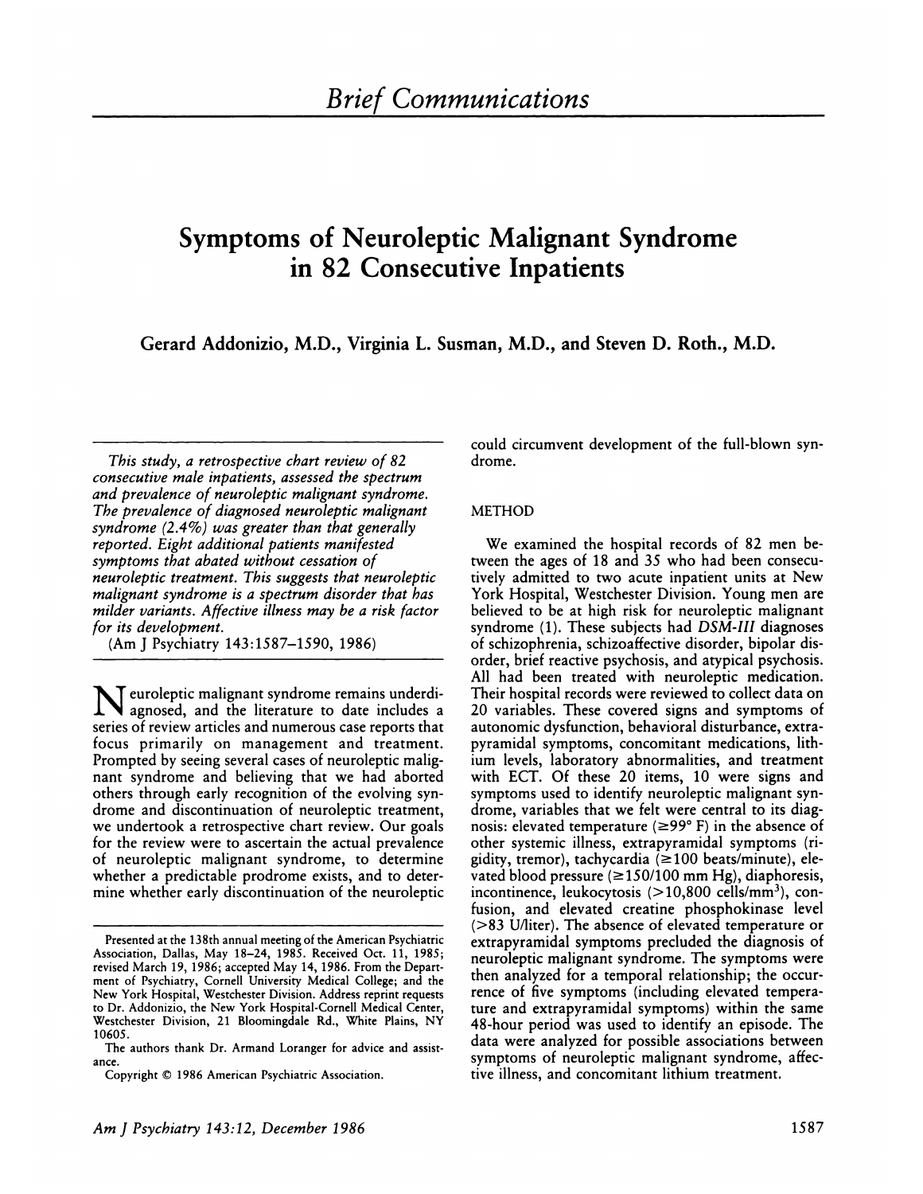*Brief Communications*

# Symptoms of Neuroleptic Malignant Syndrome in 82 Consecutive Inpatients

**Gerard Addonizio, M.D., Virginia L. Susman, M.D., and Steven D. Roth., M.D.**

*This study, a retrospective chart review of 82 consecutive male inpatients, assessed the spectrum and prevalence of neuroleptic malignant syndrome. The prevalence of diagnosed neuroleptic malignant syndrome (2.4%) was greater than that generally reported. Eight additional patients manifested symptoms that abated without cessation of neuroleptic treatment. This suggests that neuroleptic malignant syndrome is a spectrum disorder that has milder variants. Affective illness may be a risk factor for its development.*

(Am J Psychiatry 143:1587–1590, 1986)

Neuroleptic malignant syndrome remains underdiagnosed, and the literature to date includes a series of review articles and numerous case reports that focus primarily on management and treatment. Prompted by seeing several cases of neuroleptic malignant syndrome and believing that we had aborted others through early recognition of the evolving syndrome and discontinuation of neuroleptic treatment, we undertook a retrospective chart review. Our goals for the review were to ascertain the actual prevalence of neuroleptic malignant syndrome, to determine whether a predictable prodrome exists, and to determine whether early discontinuation of the neuroleptic could circumvent development of the full-blown syndrome.

## METHOD

We examined the hospital records of 82 men between the ages of 18 and 35 who had been consecutively admitted to two acute inpatient units at New York Hospital, Westchester Division. Young men are believed to be at high risk for neuroleptic malignant syndrome (1). These subjects had *DSM-III* diagnoses of schizophrenia, schizoaffective disorder, bipolar disorder, brief reactive psychosis, and atypical psychosis. All had been treated with neuroleptic medication. Their hospital records were reviewed to collect data on 20 variables. These covered signs and symptoms of autonomic dysfunction, behavioral disturbance, extrapyramidal symptoms, concomitant medications, lithium levels, laboratory abnormalities, and treatment with ECT. Of these 20 items, 10 were signs and symptoms used to identify neuroleptic malignant syndrome, variables that we felt were central to its diagnosis: elevated temperature ($\geq$99° F) in the absence of other systemic illness, extrapyramidal symptoms (rigidity, tremor), tachycardia ($\geq$100 beats/minute), elevated blood pressure ($\geq$150/100 mm Hg), diaphoresis, incontinence, leukocytosis ($>$10,800 cells/mm$^3$), confusion, and elevated creatine phosphokinase level ($>$83 U/liter). The absence of elevated temperature or extrapyramidal symptoms precluded the diagnosis of neuroleptic malignant syndrome. The symptoms were then analyzed for a temporal relationship; the occurrence of five symptoms (including elevated temperature and extrapyramidal symptoms) within the same 48-hour period was used to identify an episode. The data were analyzed for possible associations between symptoms of neuroleptic malignant syndrome, affective illness, and concomitant lithium treatment.

Presented at the 138th annual meeting of the American Psychiatric Association, Dallas, May 18–24, 1985. Received Oct. 11, 1985; revised March 19, 1986; accepted May 14, 1986. From the Department of Psychiatry, Cornell University Medical College; and the New York Hospital, Westchester Division. Address reprint requests to Dr. Addonizio, the New York Hospital-Cornell Medical Center, Westchester Division, 21 Bloomingdale Rd., White Plains, NY 10605.

The authors thank Dr. Armand Loranger for advice and assistance.

Copyright © 1986 American Psychiatric Association.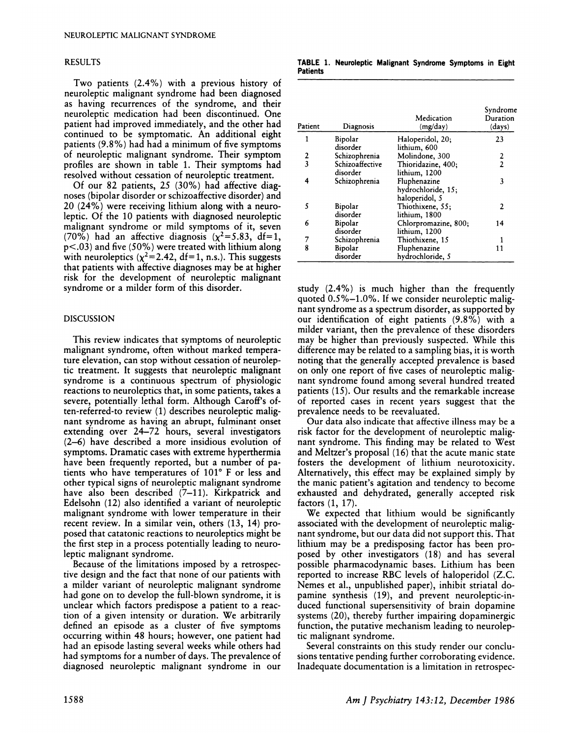## RESULTS

Two patients (2.4%) with a previous history of neuroleptic malignant syndrome had been diagnosed as having recurrences of the syndrome, and their neuroleptic medication had been discontinued. One patient had improved immediately, and the other had continued to be symptomatic. An additional eight patients (9.8%) had had a minimum of five symptoms of neuroleptic malignant syndrome. Their symptom profiles are shown in table 1. Their symptoms had resolved without cessation of neuroleptic treatment.

Of our 82 patients, 25 (30%) had affective diagnoses (bipolar disorder or schizoaffective disorder) and 20 (24%) were receiving lithium along with a neuroleptic. Of the 10 patients with diagnosed neuroleptic malignant syndrome or mild symptoms of it, seven (70%) had an affective diagnosis ($\chi^2=5.83$, df=1, $p<.03$) and five (50%) were treated with lithium along with neuroleptics ($\chi^2=2.42$, df=1, n.s.). This suggests that patients with affective diagnoses may be at higher risk for the development of neuroleptic malignant syndrome or a milder form of this disorder.

**TABLE 1. Neuroleptic Malignant Syndrome Symptoms in Eight Patients**

| Patient | Diagnosis | Medication (mg/day) | Syndrome Duration (days) |
|---|---|---|---|
| 1 | Bipolar disorder | Haloperidol, 20; lithium, 600 | 23 |
| 2 | Schizophrenia | Molindone, 300 | 2 |
| 3 | Schizoaffective disorder | Thioridazine, 400; lithium, 1200 | 2 |
| 4 | Schizophrenia | Fluphenazine hydrochloride, 15; haloperidol, 5 | 3 |
| 5 | Bipolar disorder | Thiothixene, 55; lithium, 1800 | 2 |
| 6 | Bipolar disorder | Chlorpromazine, 800; lithium, 1200 | 14 |
| 7 | Schizophrenia | Thiothixene, 15 | 1 |
| 8 | Bipolar disorder | Fluphenazine hydrochloride, 5 | 11 |

## DISCUSSION

This review indicates that symptoms of neuroleptic malignant syndrome, often without marked temperature elevation, can stop without cessation of neuroleptic treatment. It suggests that neuroleptic malignant syndrome is a continuous spectrum of physiologic reactions to neuroleptics that, in some patients, takes a severe, potentially lethal form. Although Caroff's often-referred-to review (1) describes neuroleptic malignant syndrome as having an abrupt, fulminant onset extending over 24–72 hours, several investigators (2–6) have described a more insidious evolution of symptoms. Dramatic cases with extreme hyperthermia have been frequently reported, but a number of patients who have temperatures of 101° F or less and other typical signs of neuroleptic malignant syndrome have also been described (7–11). Kirkpatrick and Edelsohn (12) also identified a variant of neuroleptic malignant syndrome with lower temperature in their recent review. In a similar vein, others (13, 14) proposed that catatonic reactions to neuroleptics might be the first step in a process potentially leading to neuroleptic malignant syndrome.

Because of the limitations imposed by a retrospective design and the fact that none of our patients with a milder variant of neuroleptic malignant syndrome had gone on to develop the full-blown syndrome, it is unclear which factors predispose a patient to a reaction of a given intensity or duration. We arbitrarily defined an episode as a cluster of five symptoms occurring within 48 hours; however, one patient had had an episode lasting several weeks while others had had symptoms for a number of days. The prevalence of diagnosed neuroleptic malignant syndrome in our study (2.4%) is much higher than the frequently quoted 0.5%–1.0%. If we consider neuroleptic malignant syndrome as a spectrum disorder, as supported by our identification of eight patients (9.8%) with a milder variant, then the prevalence of these disorders may be higher than previously suspected. While this difference may be related to a sampling bias, it is worth noting that the generally accepted prevalence is based on only one report of five cases of neuroleptic malignant syndrome found among several hundred treated patients (15). Our results and the remarkable increase of reported cases in recent years suggest that the prevalence needs to be reevaluated.

Our data also indicate that affective illness may be a risk factor for the development of neuroleptic malignant syndrome. This finding may be related to West and Meltzer's proposal (16) that the acute manic state fosters the development of lithium neurotoxicity. Alternatively, this effect may be explained simply by the manic patient's agitation and tendency to become exhausted and dehydrated, generally accepted risk factors (1, 17).

We expected that lithium would be significantly associated with the development of neuroleptic malignant syndrome, but our data did not support this. That lithium may be a predisposing factor has been proposed by other investigators (18) and has several possible pharmacodynamic bases. Lithium has been reported to increase RBC levels of haloperidol (Z.C. Nemes et al., unpublished paper), inhibit striatal dopamine synthesis (19), and prevent neuroleptic-induced functional supersensitivity of brain dopamine systems (20), thereby further impairing dopaminergic function, the putative mechanism leading to neuroleptic malignant syndrome.

Several constraints on this study render our conclusions tentative pending further corroborating evidence. Inadequate documentation is a limitation in retrospec-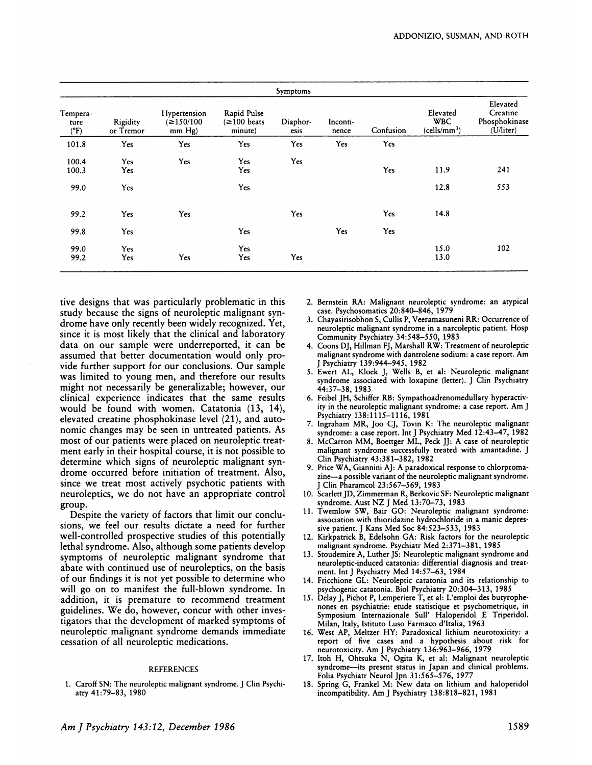| Symptoms | | | | | | | | |
|---|---|---|---|---|---|---|---|---|
| Temperature (°F) | Rigidity or Tremor | Hypertension (≥150/100 mm Hg) | Rapid Pulse (≥100 beats minute) | Diaphoresis | Incontinence | Confusion | Elevated WBC (cells/mm³) | Elevated Creatine Phosphokinase (U/liter) |
| 101.8 | Yes | Yes | Yes | Yes | Yes | Yes | | |
| 100.4 | Yes | Yes | Yes | Yes | | | | |
| 100.3 | Yes | | Yes | | | Yes | 11.9 | 241 |
| 99.0 | Yes | | Yes | | | | 12.8 | 553 |
| 99.2 | Yes | Yes | | Yes | | Yes | 14.8 | |
| 99.8 | Yes | | Yes | | Yes | Yes | | |
| 99.0 | Yes | | Yes | | | | 15.0 | 102 |
| 99.2 | Yes | Yes | Yes | Yes | | | 13.0 | |

tive designs that was particularly problematic in this study because the signs of neuroleptic malignant syndrome have only recently been widely recognized. Yet, since it is most likely that the clinical and laboratory data on our sample were underreported, it can be assumed that better documentation would only provide further support for our conclusions. Our sample was limited to young men, and therefore our results might not necessarily be generalizable; however, our clinical experience indicates that the same results would be found with women. Catatonia (13, 14), elevated creatine phosphokinase level (21), and autonomic changes may be seen in untreated patients. As most of our patients were placed on neuroleptic treatment early in their hospital course, it is not possible to determine which signs of neuroleptic malignant syndrome occurred before initiation of treatment. Also, since we treat most actively psychotic patients with neuroleptics, we do not have an appropriate control group.

Despite the variety of factors that limit our conclusions, we feel our results dictate a need for further well-controlled prospective studies of this potentially lethal syndrome. Also, although some patients develop symptoms of neuroleptic malignant syndrome that abate with continued use of neuroleptics, on the basis of our findings it is not yet possible to determine who will go on to manifest the full-blown syndrome. In addition, it is premature to recommend treatment guidelines. We do, however, concur with other investigators that the development of marked symptoms of neuroleptic malignant syndrome demands immediate cessation of all neuroleptic medications.

## REFERENCES

1. Caroff SN: The neuroleptic malignant syndrome. J Clin Psychiatry 41:79–83, 1980
2. Bernstein RA: Malignant neuroleptic syndrome: an atypical case. Psychosomatics 20:840–846, 1979
3. Chayasirisobhon S, Cullis P, Veeramasuneni RR: Occurrence of neuroleptic malignant syndrome in a narcoleptic patient. Hosp Community Psychiatry 34:548–550, 1983
4. Coons DJ, Hillman FJ, Marshall RW: Treatment of neuroleptic malignant syndrome with dantrolene sodium: a case report. Am J Psychiatry 139:944–945, 1982
5. Ewert AL, Kloek J, Wells B, et al: Neuroleptic malignant syndrome associated with loxapine (letter). J Clin Psychiatry 44:37–38, 1983
6. Feibel JH, Schiffer RB: Sympathoadrenomedullary hyperactivity in the neuroleptic malignant syndrome: a case report. Am J Psychiatry 138:1115–1116, 1981
7. Ingraham MR, Joo CJ, Tovin K: The neuroleptic malignant syndrome: a case report. Int J Psychiatry Med 12:43–47, 1982
8. McCarron MM, Boettger ML, Peck JJ: A case of neuroleptic malignant syndrome successfully treated with amantadine. J Clin Psychiatry 43:381–382, 1982
9. Price WA, Giannini AJ: A paradoxical response to chlorpromazine—a possible variant of the neuroleptic malignant syndrome. J Clin Pharamcol 23:567–569, 1983
10. Scarlett JD, Zimmerman R, Berkovic SF: Neuroleptic malignant syndrome. Aust NZ J Med 13:70–73, 1983
11. Twemlow SW, Bair GO: Neuroleptic malignant syndrome: association with thioridazine hydrochloride in a manic depressive patient. J Kans Med Soc 84:523–533, 1983
12. Kirkpatrick B, Edelsohn GA: Risk factors for the neuroleptic malignant syndrome. Psychiatr Med 2:371–381, 1985
13. Stoudemire A, Luther JS: Neuroleptic malignant syndrome and neuroleptic-induced catatonia: differential diagnosis and treatment. Int J Psychiatry Med 14:57–63, 1984
14. Fricchione GL: Neuroleptic catatonia and its relationship to psychogenic catatonia. Biol Psychiatry 20:304–313, 1985
15. Delay J, Pichot P, Lemperiere T, et al: L'emploi des butyrophenones en psychiatrie: etude statistique et psychometrique, in Symposium Internazionale Sull' Haloperidol E Triperidol. Milan, Italy, Istituto Luso Farmaco d'Italia, 1963
16. West AP, Meltzer HY: Paradoxical lithium neurotoxicity: a report of five cases and a hypothesis about risk for neurotoxicity. Am J Psychiatry 136:963–966, 1979
17. Itoh H, Ohtsuka N, Ogita K, et al: Malignant neuroleptic syndrome—its present status in Japan and clinical problems. Folia Psychiatr Neurol Jpn 31:565–576, 1977
18. Spring G, Frankel M: New data on lithium and haloperidol incompatibility. Am J Psychiatry 138:818–821, 1981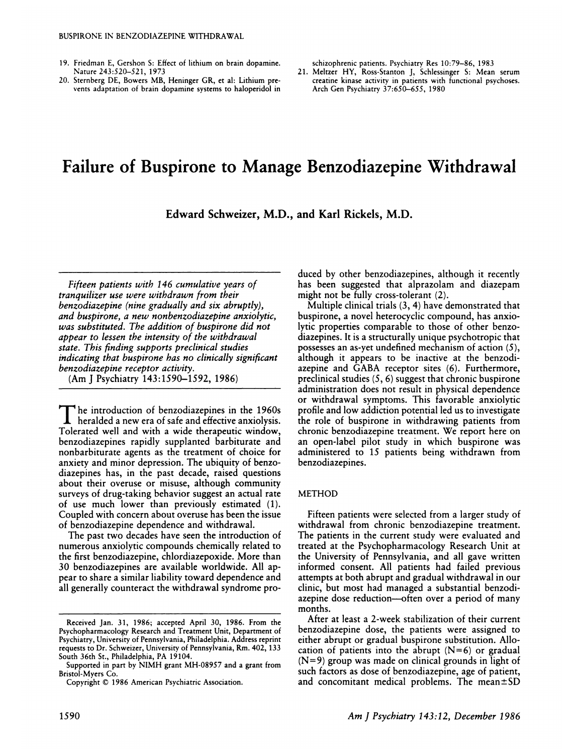19. Friedman E, Gershon S: Effect of lithium on brain dopamine. Nature 243:520–521, 1973
20. Sternberg DE, Bowers MB, Heninger GR, et al: Lithium prevents adaptation of brain dopamine systems to haloperidol in schizophrenic patients. Psychiatry Res 10:79–86, 1983
21. Meltzer HY, Ross-Stanton J, Schlessinger S: Mean serum creatine kinase activity in patients with functional psychoses. Arch Gen Psychiatry 37:650–655, 1980

# Failure of Buspirone to Manage Benzodiazepine Withdrawal

**Edward Schweizer, M.D., and Karl Rickels, M.D.**

*Fifteen patients with 146 cumulative years of tranquilizer use were withdrawn from their benzodiazepine (nine gradually and six abruptly), and buspirone, a new nonbenzodiazepine anxiolytic, was substituted. The addition of buspirone did not appear to lessen the intensity of the withdrawal state. This finding supports preclinical studies indicating that buspirone has no clinically significant benzodiazepine receptor activity.*

(Am J Psychiatry 143:1590–1592, 1986)

The introduction of benzodiazepines in the 1960s heralded a new era of safe and effective anxiolysis. Tolerated well and with a wide therapeutic window, benzodiazepines rapidly supplanted barbiturate and nonbarbiturate agents as the treatment of choice for anxiety and minor depression. The ubiquity of benzodiazepines has, in the past decade, raised questions about their overuse or misuse, although community surveys of drug-taking behavior suggest an actual rate of use much lower than previously estimated (1). Coupled with concern about overuse has been the issue of benzodiazepine dependence and withdrawal.

The past two decades have seen the introduction of numerous anxiolytic compounds chemically related to the first benzodiazepine, chlordiazepoxide. More than 30 benzodiazepines are available worldwide. All appear to share a similar liability toward dependence and all generally counteract the withdrawal syndrome produced by other benzodiazepines, although it recently has been suggested that alprazolam and diazepam might not be fully cross-tolerant (2).

Multiple clinical trials (3, 4) have demonstrated that buspirone, a novel heterocyclic compound, has anxiolytic properties comparable to those of other benzodiazepines. It is a structurally unique psychotropic that possesses an as-yet undefined mechanism of action (5), although it appears to be inactive at the benzodiazepine and GABA receptor sites (6). Furthermore, preclinical studies (5, 6) suggest that chronic buspirone administration does not result in physical dependence or withdrawal symptoms. This favorable anxiolytic profile and low addiction potential led us to investigate the role of buspirone in withdrawing patients from chronic benzodiazepine treatment. We report here on an open-label pilot study in which buspirone was administered to 15 patients being withdrawn from benzodiazepines.

## METHOD

Fifteen patients were selected from a larger study of withdrawal from chronic benzodiazepine treatment. The patients in the current study were evaluated and treated at the Psychopharmacology Research Unit at the University of Pennsylvania, and all gave written informed consent. All patients had failed previous attempts at both abrupt and gradual withdrawal in our clinic, but most had managed a substantial benzodiazepine dose reduction—often over a period of many months.

After at least a 2-week stabilization of their current benzodiazepine dose, the patients were assigned to either abrupt or gradual buspirone substitution. Allocation of patients into the abrupt (N=6) or gradual (N=9) group was made on clinical grounds in light of such factors as dose of benzodiazepine, age of patient, and concomitant medical problems. The mean±SD

Received Jan. 31, 1986; accepted April 30, 1986. From the Psychopharmacology Research and Treatment Unit, Department of Psychiatry, University of Pennsylvania, Philadelphia. Address reprint requests to Dr. Schweizer, University of Pennsylvania, Rm. 402, 133 South 36th St., Philadelphia, PA 19104.

Supported in part by NIMH grant MH-08957 and a grant from Bristol-Myers Co.

Copyright © 1986 American Psychiatric Association.